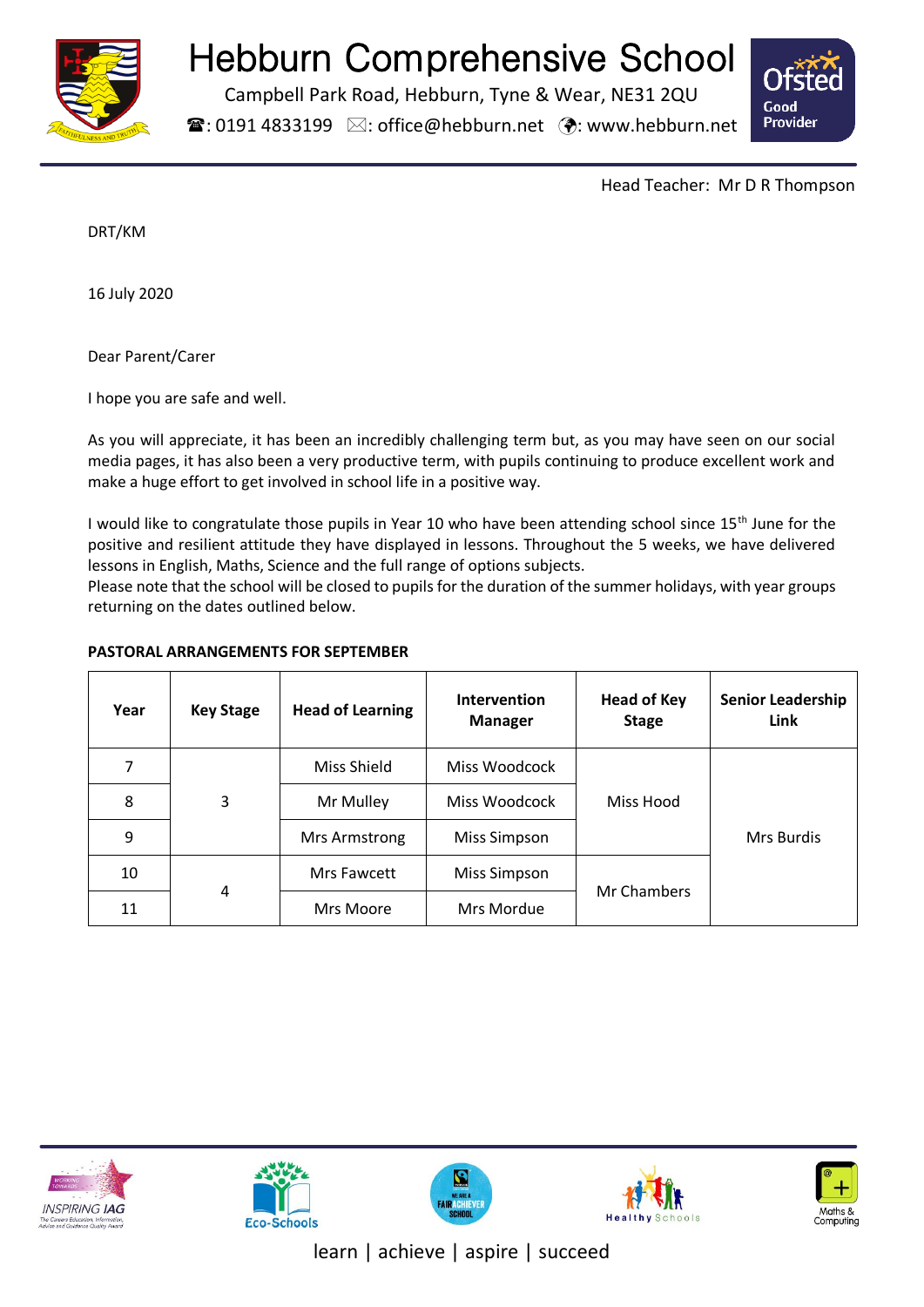# Hebburn Comprehensive School

Campbell Park Road, Hebburn, Tyne & Wear, NE31 2QU

☎: 0191 4833199 ✉: office@hebburn.net : www.hebburn.net

Ofsted Good Provider

Head Teacher: Mr D R Thompson

DRT/KM

16 July 2020

Dear Parent/Carer

I hope you are safe and well.

As you will appreciate, it has been an incredibly challenging term but, as you may have seen on our social media pages, it has also been a very productive term, with pupils continuing to produce excellent work and make a huge effort to get involved in school life in a positive way.

I would like to congratulate those pupils in Year 10 who have been attending school since 15th June for the positive and resilient attitude they have displayed in lessons. Throughout the 5 weeks, we have delivered lessons in English, Maths, Science and the full range of options subjects.

Please note that the school will be closed to pupils for the duration of the summer holidays, with year groups returning on the dates outlined below.

**PASTORAL ARRANGEMENTS FOR SEPTEMBER**

| Year | Key Stage | Head of Learning | Intervention Manager | Head of Key Stage | Senior Leadership Link |
|---|---|---|---|---|---|
| 7 | 3 | Miss Shield | Miss Woodcock | Miss Hood | Mrs Burdis |
| 8 | | Mr Mulley | Miss Woodcock | | |
| 9 | | Mrs Armstrong | Miss Simpson | | |
| 10 | 4 | Mrs Fawcett | Miss Simpson | Mr Chambers | |
| 11 | | Mrs Moore | Mrs Mordue | | |

learn | achieve | aspire | succeed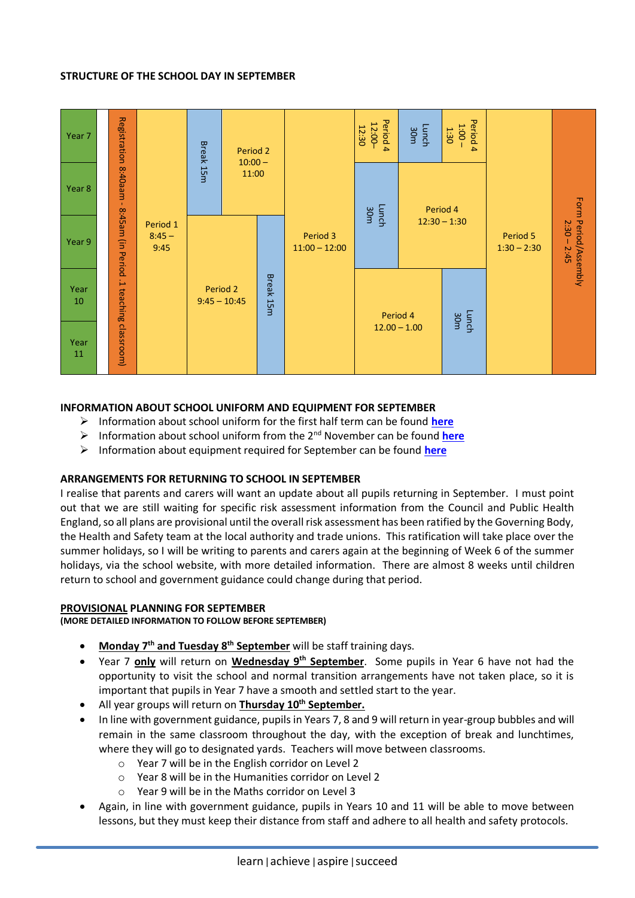**STRUCTURE OF THE SCHOOL DAY IN SEPTEMBER**

| Year | Registration | Period 1 | | | | | | |
|---|---|---|---|---|---|---|---|---|
| Year 7 | Registration 8:40am - 8:45am (in Period 1 teaching classroom) | Period 1 8:45 – 9:45 | Break 15m; Period 2 10:00 – 11:00 | Period 3 11:00 – 12:00 | Period 4 12:00–12:30; Lunch 30m; Period 4 1:00 – 1:30 | Period 5 1:30 – 2:30 | Form Period/Assembly 2:30 – 2:45 |
| Year 8 | Registration 8:40am - 8:45am (in Period 1 teaching classroom) | Period 1 8:45 – 9:45 | Break 15m; Period 2 10:00 – 11:00 | Period 3 11:00 – 12:00 | Lunch 30m; Period 4 12:30 – 1:30 | Period 5 1:30 – 2:30 | Form Period/Assembly 2:30 – 2:45 |
| Year 9 | Registration 8:40am - 8:45am (in Period 1 teaching classroom) | Period 1 8:45 – 9:45 | Period 2 9:45 – 10:45; Break 15m | Period 3 11:00 – 12:00 | Lunch 30m; Period 4 12:30 – 1:30 | Period 5 1:30 – 2:30 | Form Period/Assembly 2:30 – 2:45 |
| Year 10 | Registration 8:40am - 8:45am (in Period 1 teaching classroom) | Period 1 8:45 – 9:45 | Period 2 9:45 – 10:45; Break 15m | Period 3 11:00 – 12:00 | Period 4 12.00 – 1.00; Lunch 30m | Period 5 1:30 – 2:30 | Form Period/Assembly 2:30 – 2:45 |
| Year 11 | Registration 8:40am - 8:45am (in Period 1 teaching classroom) | Period 1 8:45 – 9:45 | Period 2 9:45 – 10:45; Break 15m | Period 3 11:00 – 12:00 | Period 4 12.00 – 1.00; Lunch 30m | Period 5 1:30 – 2:30 | Form Period/Assembly 2:30 – 2:45 |

**INFORMATION ABOUT SCHOOL UNIFORM AND EQUIPMENT FOR SEPTEMBER**

- Information about school uniform for the first half term can be found **here**
- Information about school uniform from the 2nd November can be found **here**
- Information about equipment required for September can be found **here**

**ARRANGEMENTS FOR RETURNING TO SCHOOL IN SEPTEMBER**

I realise that parents and carers will want an update about all pupils returning in September. I must point out that we are still waiting for specific risk assessment information from the Council and Public Health England, so all plans are provisional until the overall risk assessment has been ratified by the Governing Body, the Health and Safety team at the local authority and trade unions. This ratification will take place over the summer holidays, so I will be writing to parents and carers again at the beginning of Week 6 of the summer holidays, via the school website, with more detailed information. There are almost 8 weeks until children return to school and government guidance could change during that period.

**PROVISIONAL PLANNING FOR SEPTEMBER**
**(MORE DETAILED INFORMATION TO FOLLOW BEFORE SEPTEMBER)**

- **Monday 7th and Tuesday 8th September** will be staff training days.
- Year 7 **only** will return on **Wednesday 9th September**. Some pupils in Year 6 have not had the opportunity to visit the school and normal transition arrangements have not taken place, so it is important that pupils in Year 7 have a smooth and settled start to the year.
- All year groups will return on **Thursday 10th September.**
- In line with government guidance, pupils in Years 7, 8 and 9 will return in year-group bubbles and will remain in the same classroom throughout the day, with the exception of break and lunchtimes, where they will go to designated yards. Teachers will move between classrooms.
  - Year 7 will be in the English corridor on Level 2
  - Year 8 will be in the Humanities corridor on Level 2
  - Year 9 will be in the Maths corridor on Level 3
- Again, in line with government guidance, pupils in Years 10 and 11 will be able to move between lessons, but they must keep their distance from staff and adhere to all health and safety protocols.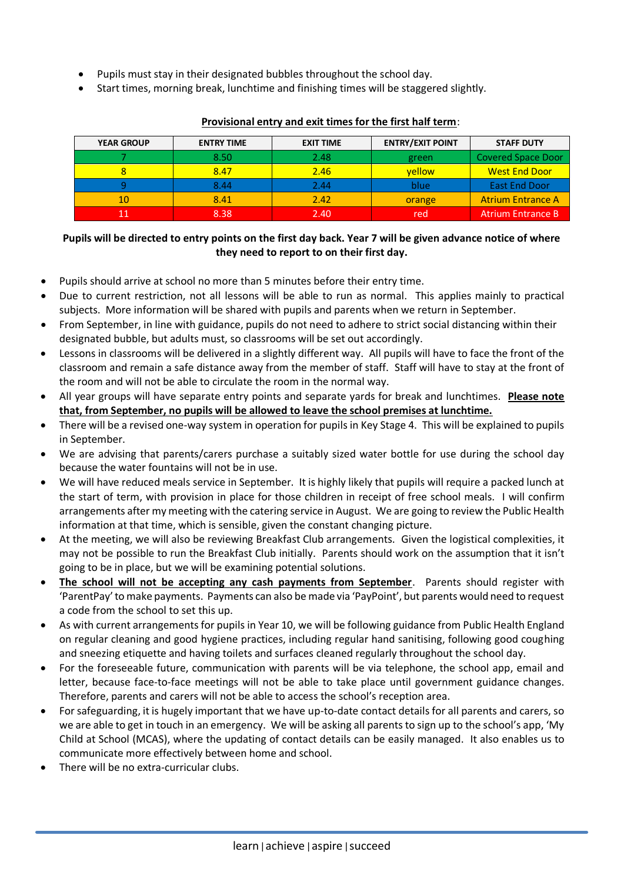- Pupils must stay in their designated bubbles throughout the school day.
- Start times, morning break, lunchtime and finishing times will be staggered slightly.

**<u>Provisional entry and exit times for the first half term</u>**:

| YEAR GROUP | ENTRY TIME | EXIT TIME | ENTRY/EXIT POINT | STAFF DUTY |
|---|---|---|---|---|
| 7 | 8.50 | 2.48 | green | Covered Space Door |
| 8 | 8.47 | 2.46 | yellow | West End Door |
| 9 | 8.44 | 2.44 | blue | East End Door |
| 10 | 8.41 | 2.42 | orange | Atrium Entrance A |
| 11 | 8.38 | 2.40 | red | Atrium Entrance B |

**Pupils will be directed to entry points on the first day back. Year 7 will be given advance notice of where they need to report to on their first day.**

- Pupils should arrive at school no more than 5 minutes before their entry time.
- Due to current restriction, not all lessons will be able to run as normal. This applies mainly to practical subjects. More information will be shared with pupils and parents when we return in September.
- From September, in line with guidance, pupils do not need to adhere to strict social distancing within their designated bubble, but adults must, so classrooms will be set out accordingly.
- Lessons in classrooms will be delivered in a slightly different way. All pupils will have to face the front of the classroom and remain a safe distance away from the member of staff. Staff will have to stay at the front of the room and will not be able to circulate the room in the normal way.
- All year groups will have separate entry points and separate yards for break and lunchtimes. **<u>Please note that, from September, no pupils will be allowed to leave the school premises at lunchtime.</u>**
- There will be a revised one-way system in operation for pupils in Key Stage 4. This will be explained to pupils in September.
- We are advising that parents/carers purchase a suitably sized water bottle for use during the school day because the water fountains will not be in use.
- We will have reduced meals service in September. It is highly likely that pupils will require a packed lunch at the start of term, with provision in place for those children in receipt of free school meals. I will confirm arrangements after my meeting with the catering service in August. We are going to review the Public Health information at that time, which is sensible, given the constant changing picture.
- At the meeting, we will also be reviewing Breakfast Club arrangements. Given the logistical complexities, it may not be possible to run the Breakfast Club initially. Parents should work on the assumption that it isn't going to be in place, but we will be examining potential solutions.
- **<u>The school will not be accepting any cash payments from September</u>**. Parents should register with 'ParentPay' to make payments. Payments can also be made via 'PayPoint', but parents would need to request a code from the school to set this up.
- As with current arrangements for pupils in Year 10, we will be following guidance from Public Health England on regular cleaning and good hygiene practices, including regular hand sanitising, following good coughing and sneezing etiquette and having toilets and surfaces cleaned regularly throughout the school day.
- For the foreseeable future, communication with parents will be via telephone, the school app, email and letter, because face-to-face meetings will not be able to take place until government guidance changes. Therefore, parents and carers will not be able to access the school's reception area.
- For safeguarding, it is hugely important that we have up-to-date contact details for all parents and carers, so we are able to get in touch in an emergency. We will be asking all parents to sign up to the school's app, 'My Child at School (MCAS), where the updating of contact details can be easily managed. It also enables us to communicate more effectively between home and school.
- There will be no extra-curricular clubs.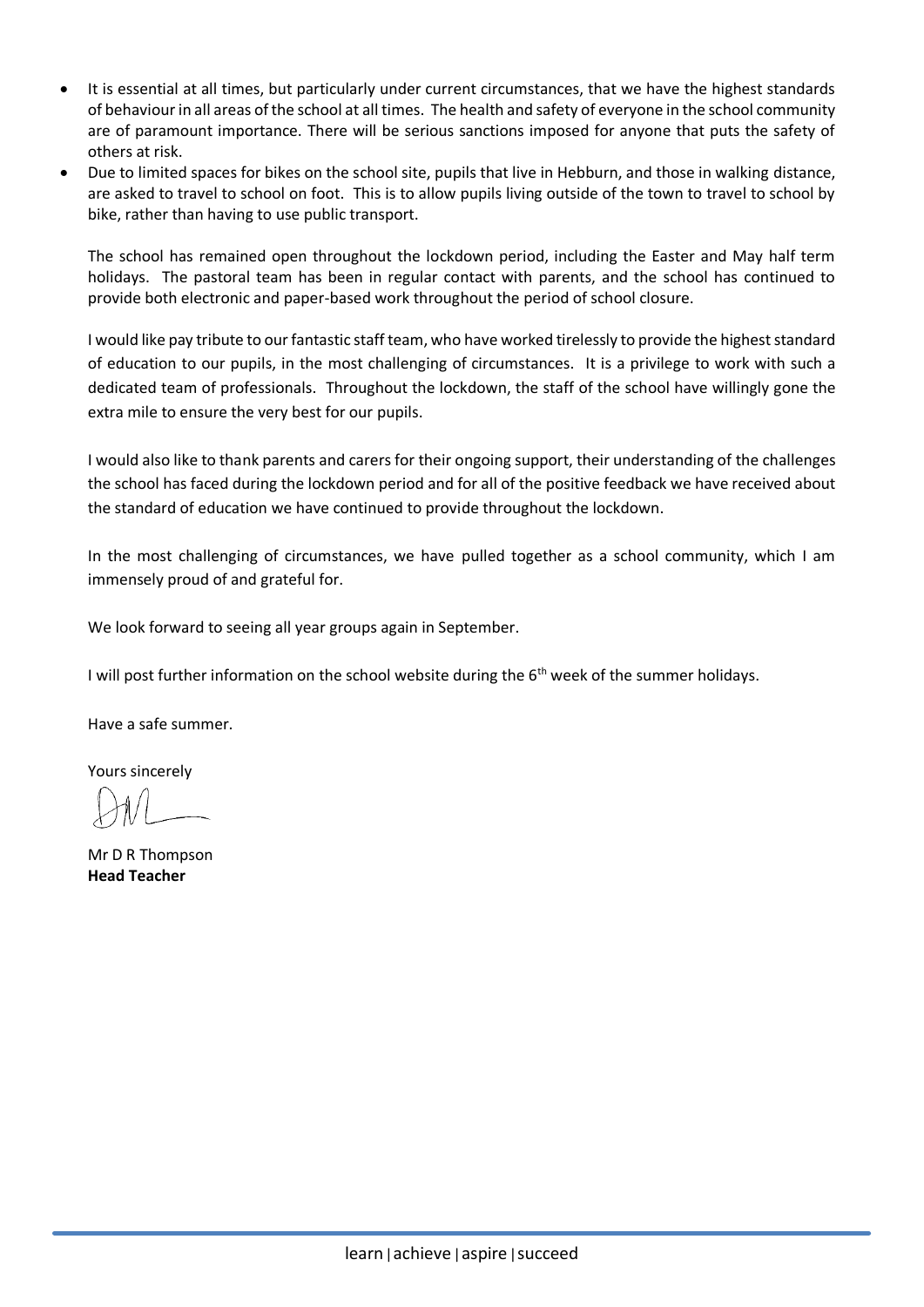- It is essential at all times, but particularly under current circumstances, that we have the highest standards of behaviour in all areas of the school at all times. The health and safety of everyone in the school community are of paramount importance. There will be serious sanctions imposed for anyone that puts the safety of others at risk.
- Due to limited spaces for bikes on the school site, pupils that live in Hebburn, and those in walking distance, are asked to travel to school on foot. This is to allow pupils living outside of the town to travel to school by bike, rather than having to use public transport.

The school has remained open throughout the lockdown period, including the Easter and May half term holidays. The pastoral team has been in regular contact with parents, and the school has continued to provide both electronic and paper-based work throughout the period of school closure.

I would like pay tribute to our fantastic staff team, who have worked tirelessly to provide the highest standard of education to our pupils, in the most challenging of circumstances. It is a privilege to work with such a dedicated team of professionals. Throughout the lockdown, the staff of the school have willingly gone the extra mile to ensure the very best for our pupils.

I would also like to thank parents and carers for their ongoing support, their understanding of the challenges the school has faced during the lockdown period and for all of the positive feedback we have received about the standard of education we have continued to provide throughout the lockdown.

In the most challenging of circumstances, we have pulled together as a school community, which I am immensely proud of and grateful for.

We look forward to seeing all year groups again in September.

I will post further information on the school website during the 6th week of the summer holidays.

Have a safe summer.

Yours sincerely

Mr D R Thompson
**Head Teacher**

learn | achieve | aspire | succeed